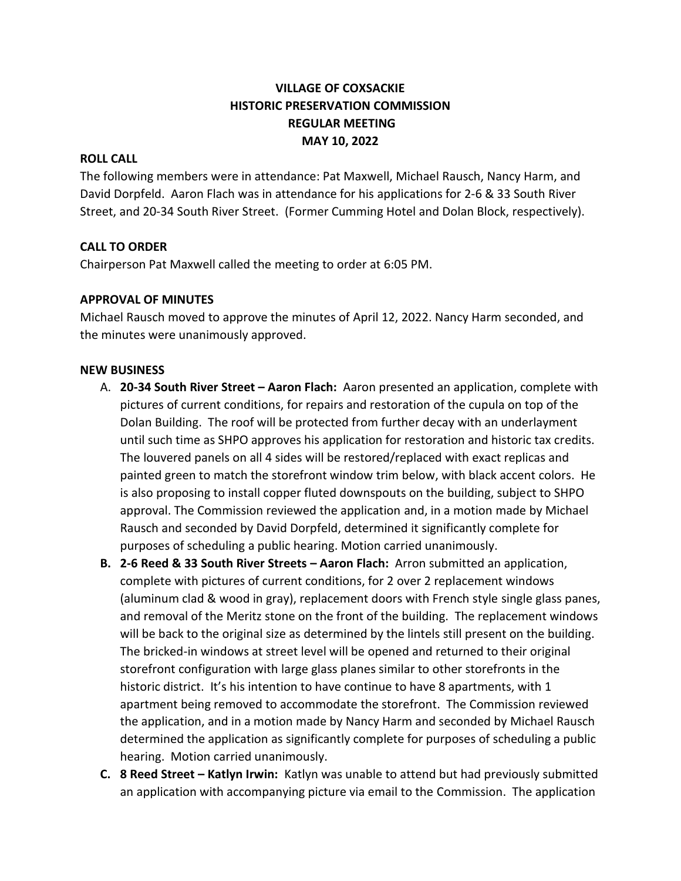# VILLAGE OF COXSACKIE
# HISTORIC PRESERVATION COMMISSION
# REGULAR MEETING
# MAY 10, 2022

**ROLL CALL**

The following members were in attendance: Pat Maxwell, Michael Rausch, Nancy Harm, and David Dorpfeld. Aaron Flach was in attendance for his applications for 2-6 & 33 South River Street, and 20-34 South River Street. (Former Cumming Hotel and Dolan Block, respectively).

**CALL TO ORDER**

Chairperson Pat Maxwell called the meeting to order at 6:05 PM.

**APPROVAL OF MINUTES**

Michael Rausch moved to approve the minutes of April 12, 2022. Nancy Harm seconded, and the minutes were unanimously approved.

**NEW BUSINESS**

A. **20-34 South River Street – Aaron Flach:** Aaron presented an application, complete with pictures of current conditions, for repairs and restoration of the cupula on top of the Dolan Building. The roof will be protected from further decay with an underlayment until such time as SHPO approves his application for restoration and historic tax credits. The louvered panels on all 4 sides will be restored/replaced with exact replicas and painted green to match the storefront window trim below, with black accent colors. He is also proposing to install copper fluted downspouts on the building, subject to SHPO approval. The Commission reviewed the application and, in a motion made by Michael Rausch and seconded by David Dorpfeld, determined it significantly complete for purposes of scheduling a public hearing. Motion carried unanimously.

B. **2-6 Reed & 33 South River Streets – Aaron Flach:** Arron submitted an application, complete with pictures of current conditions, for 2 over 2 replacement windows (aluminum clad & wood in gray), replacement doors with French style single glass panes, and removal of the Meritz stone on the front of the building. The replacement windows will be back to the original size as determined by the lintels still present on the building. The bricked-in windows at street level will be opened and returned to their original storefront configuration with large glass planes similar to other storefronts in the historic district. It's his intention to have continue to have 8 apartments, with 1 apartment being removed to accommodate the storefront. The Commission reviewed the application, and in a motion made by Nancy Harm and seconded by Michael Rausch determined the application as significantly complete for purposes of scheduling a public hearing. Motion carried unanimously.

C. **8 Reed Street – Katlyn Irwin:** Katlyn was unable to attend but had previously submitted an application with accompanying picture via email to the Commission. The application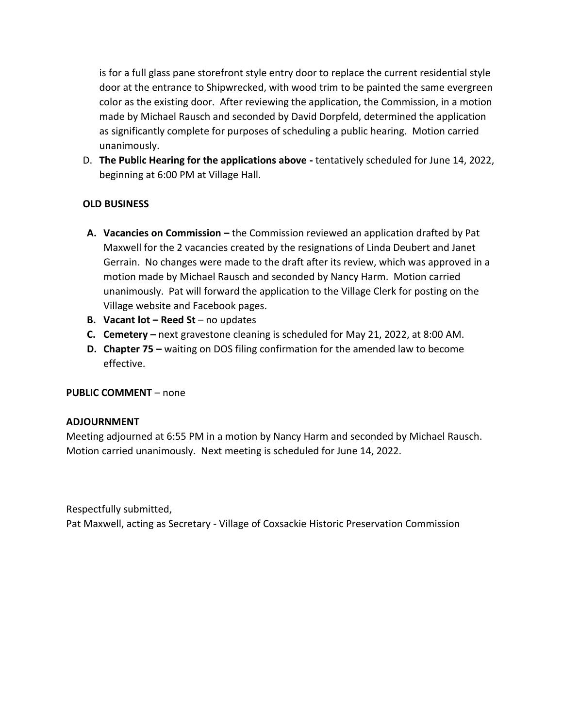is for a full glass pane storefront style entry door to replace the current residential style door at the entrance to Shipwrecked, with wood trim to be painted the same evergreen color as the existing door. After reviewing the application, the Commission, in a motion made by Michael Rausch and seconded by David Dorpfeld, determined the application as significantly complete for purposes of scheduling a public hearing. Motion carried unanimously.

D. **The Public Hearing for the applications above -** tentatively scheduled for June 14, 2022, beginning at 6:00 PM at Village Hall.

**OLD BUSINESS**

A. **Vacancies on Commission –** the Commission reviewed an application drafted by Pat Maxwell for the 2 vacancies created by the resignations of Linda Deubert and Janet Gerrain. No changes were made to the draft after its review, which was approved in a motion made by Michael Rausch and seconded by Nancy Harm. Motion carried unanimously. Pat will forward the application to the Village Clerk for posting on the Village website and Facebook pages.
B. **Vacant lot – Reed St** – no updates
C. **Cemetery –** next gravestone cleaning is scheduled for May 21, 2022, at 8:00 AM.
D. **Chapter 75 –** waiting on DOS filing confirmation for the amended law to become effective.

**PUBLIC COMMENT** – none

**ADJOURNMENT**

Meeting adjourned at 6:55 PM in a motion by Nancy Harm and seconded by Michael Rausch. Motion carried unanimously. Next meeting is scheduled for June 14, 2022.

Respectfully submitted,
Pat Maxwell, acting as Secretary - Village of Coxsackie Historic Preservation Commission